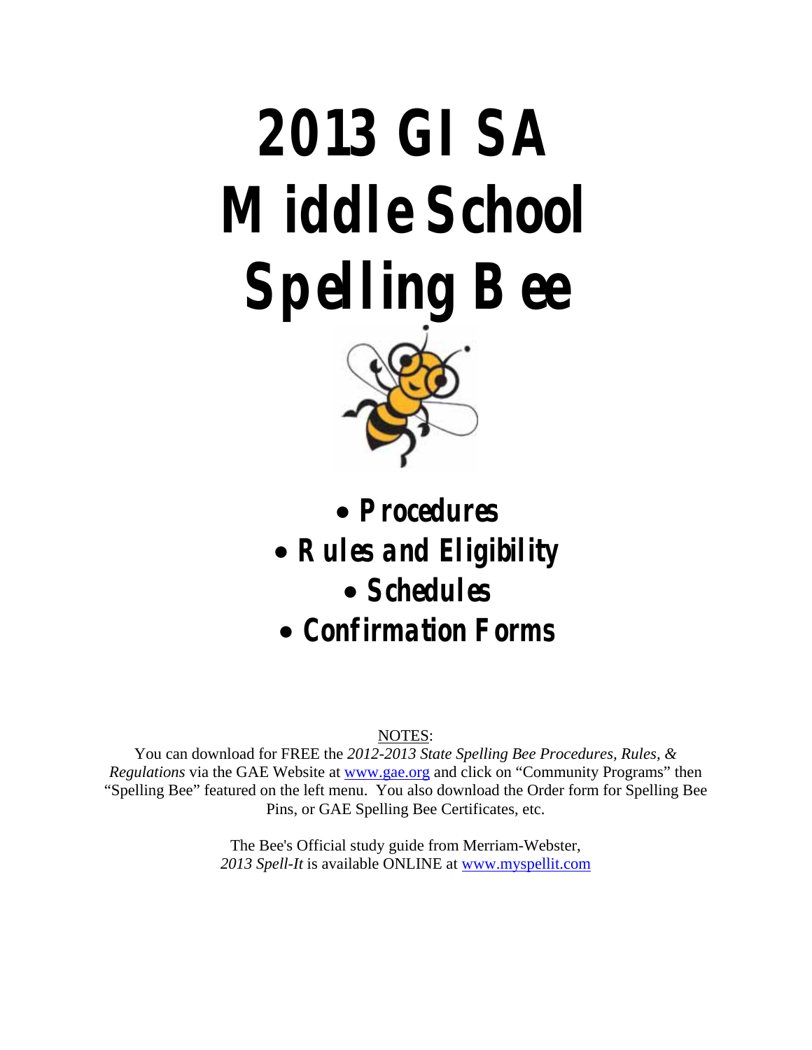# 2013 GISA Middle School Spelling Bee

- **Procedures**
- **Rules and Eligibility**
- **Schedules**
- **Confirmation Forms**

NOTES:

You can download for FREE the *2012-2013 State Spelling Bee Procedures, Rules, & Regulations* via the GAE Website at www.gae.org and click on "Community Programs" then "Spelling Bee" featured on the left menu. You also download the Order form for Spelling Bee Pins, or GAE Spelling Bee Certificates, etc.

The Bee's Official study guide from Merriam-Webster, *2013 Spell-It* is available ONLINE at www.myspellit.com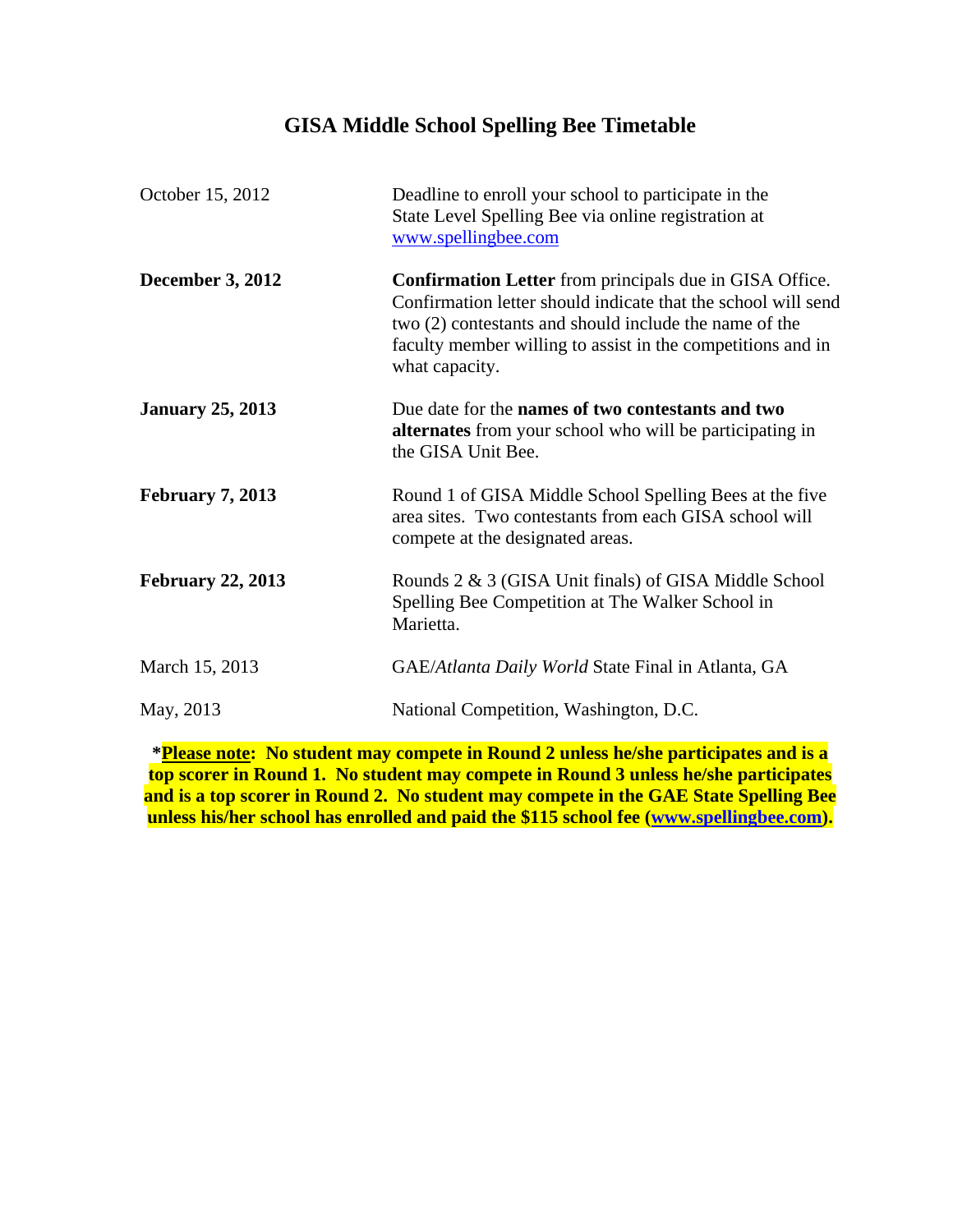# GISA Middle School Spelling Bee Timetable

| | |
|---|---|
| October 15, 2012 | Deadline to enroll your school to participate in the State Level Spelling Bee via online registration at www.spellingbee.com |
| **December 3, 2012** | **Confirmation Letter** from principals due in GISA Office. Confirmation letter should indicate that the school will send two (2) contestants and should include the name of the faculty member willing to assist in the competitions and in what capacity. |
| **January 25, 2013** | Due date for the **names of two contestants and two alternates** from your school who will be participating in the GISA Unit Bee. |
| **February 7, 2013** | Round 1 of GISA Middle School Spelling Bees at the five area sites. Two contestants from each GISA school will compete at the designated areas. |
| **February 22, 2013** | Rounds 2 & 3 (GISA Unit finals) of GISA Middle School Spelling Bee Competition at The Walker School in Marietta. |
| March 15, 2013 | GAE/*Atlanta Daily World* State Final in Atlanta, GA |
| May, 2013 | National Competition, Washington, D.C. |

**\*<u>Please note</u>: No student may compete in Round 2 unless he/she participates and is a top scorer in Round 1. No student may compete in Round 3 unless he/she participates and is a top scorer in Round 2. No student may compete in the GAE State Spelling Bee unless his/her school has enrolled and paid the $115 school fee (www.spellingbee.com).**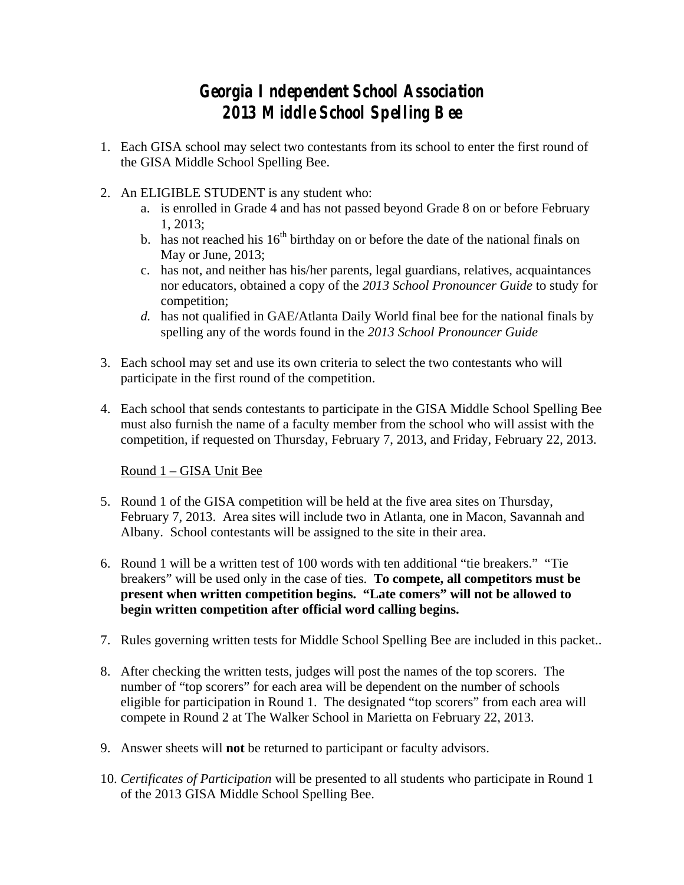# Georgia Independent School Association
# 2013 Middle School Spelling Bee

1. Each GISA school may select two contestants from its school to enter the first round of the GISA Middle School Spelling Bee.

2. An ELIGIBLE STUDENT is any student who:
   a. is enrolled in Grade 4 and has not passed beyond Grade 8 on or before February 1, 2013;
   b. has not reached his 16th birthday on or before the date of the national finals on May or June, 2013;
   c. has not, and neither has his/her parents, legal guardians, relatives, acquaintances nor educators, obtained a copy of the *2013 School Pronouncer Guide* to study for competition;
   *d.* has not qualified in GAE/Atlanta Daily World final bee for the national finals by spelling any of the words found in the *2013 School Pronouncer Guide*

3. Each school may set and use its own criteria to select the two contestants who will participate in the first round of the competition.

4. Each school that sends contestants to participate in the GISA Middle School Spelling Bee must also furnish the name of a faculty member from the school who will assist with the competition, if requested on Thursday, February 7, 2013, and Friday, February 22, 2013.

   Round 1 – GISA Unit Bee

5. Round 1 of the GISA competition will be held at the five area sites on Thursday, February 7, 2013. Area sites will include two in Atlanta, one in Macon, Savannah and Albany. School contestants will be assigned to the site in their area.

6. Round 1 will be a written test of 100 words with ten additional "tie breakers." "Tie breakers" will be used only in the case of ties. **To compete, all competitors must be present when written competition begins. "Late comers" will not be allowed to begin written competition after official word calling begins.**

7. Rules governing written tests for Middle School Spelling Bee are included in this packet..

8. After checking the written tests, judges will post the names of the top scorers. The number of "top scorers" for each area will be dependent on the number of schools eligible for participation in Round 1. The designated "top scorers" from each area will compete in Round 2 at The Walker School in Marietta on February 22, 2013.

9. Answer sheets will **not** be returned to participant or faculty advisors.

10. *Certificates of Participation* will be presented to all students who participate in Round 1 of the 2013 GISA Middle School Spelling Bee.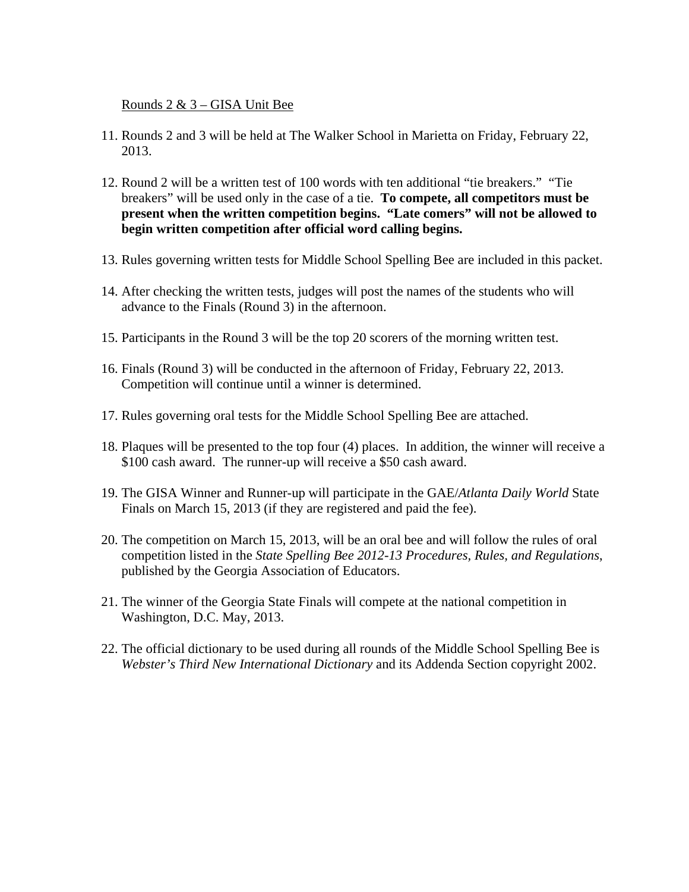Rounds 2 & 3 – GISA Unit Bee

11. Rounds 2 and 3 will be held at The Walker School in Marietta on Friday, February 22, 2013.

12. Round 2 will be a written test of 100 words with ten additional "tie breakers." "Tie breakers" will be used only in the case of a tie. **To compete, all competitors must be present when the written competition begins. "Late comers" will not be allowed to begin written competition after official word calling begins.**

13. Rules governing written tests for Middle School Spelling Bee are included in this packet.

14. After checking the written tests, judges will post the names of the students who will advance to the Finals (Round 3) in the afternoon.

15. Participants in the Round 3 will be the top 20 scorers of the morning written test.

16. Finals (Round 3) will be conducted in the afternoon of Friday, February 22, 2013. Competition will continue until a winner is determined.

17. Rules governing oral tests for the Middle School Spelling Bee are attached.

18. Plaques will be presented to the top four (4) places. In addition, the winner will receive a $100 cash award. The runner-up will receive a $50 cash award.

19. The GISA Winner and Runner-up will participate in the GAE/*Atlanta Daily World* State Finals on March 15, 2013 (if they are registered and paid the fee).

20. The competition on March 15, 2013, will be an oral bee and will follow the rules of oral competition listed in the *State Spelling Bee 2012-13 Procedures, Rules, and Regulations*, published by the Georgia Association of Educators.

21. The winner of the Georgia State Finals will compete at the national competition in Washington, D.C. May, 2013.

22. The official dictionary to be used during all rounds of the Middle School Spelling Bee is *Webster's Third New International Dictionary* and its Addenda Section copyright 2002.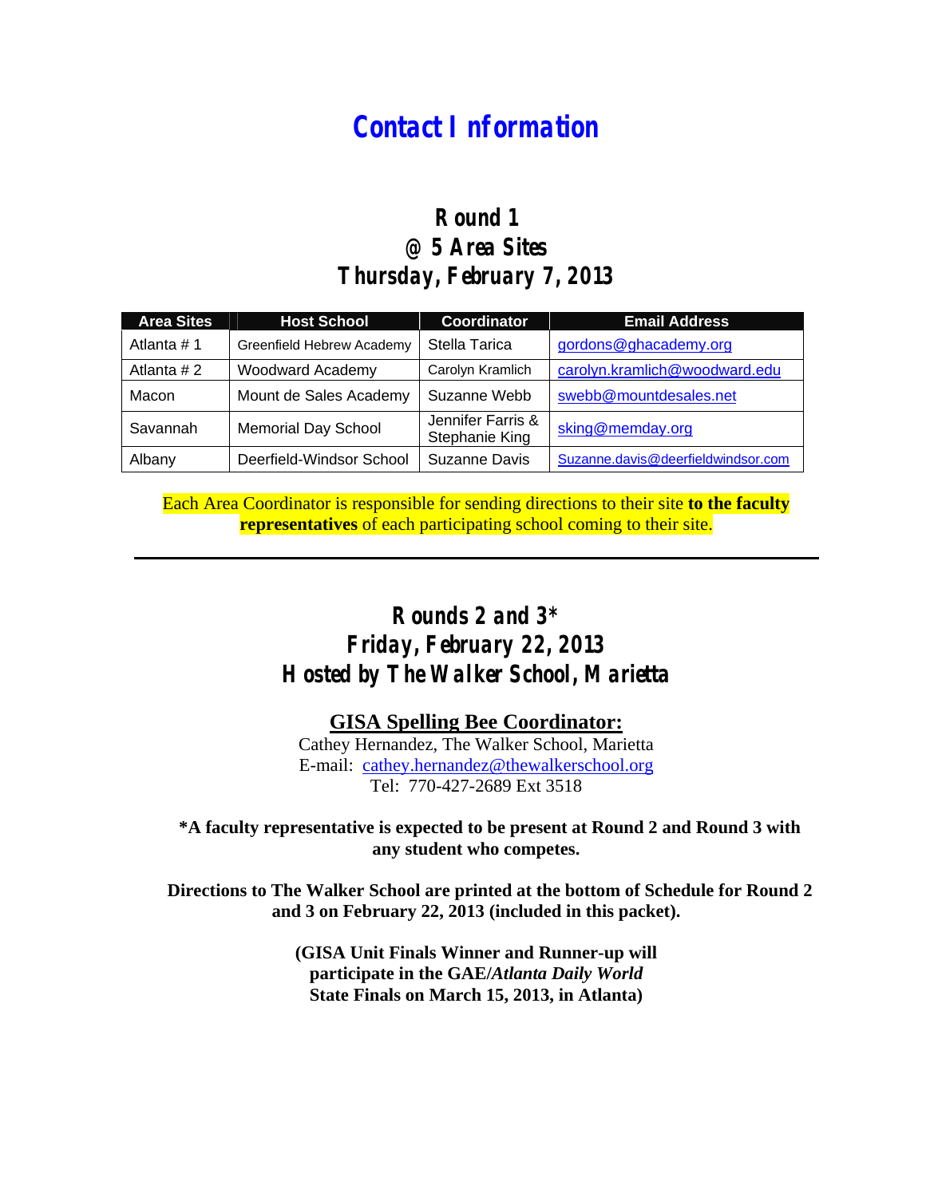# Contact Information

## Round 1
## @ 5 Area Sites
## Thursday, February 7, 2013

| Area Sites | Host School | Coordinator | Email Address |
|---|---|---|---|
| Atlanta # 1 | Greenfield Hebrew Academy | Stella Tarica | gordons@ghacademy.org |
| Atlanta # 2 | Woodward Academy | Carolyn Kramlich | carolyn.kramlich@woodward.edu |
| Macon | Mount de Sales Academy | Suzanne Webb | swebb@mountdesales.net |
| Savannah | Memorial Day School | Jennifer Farris & Stephanie King | sking@memday.org |
| Albany | Deerfield-Windsor School | Suzanne Davis | Suzanne.davis@deerfieldwindsor.com |

Each Area Coordinator is responsible for sending directions to their site **to the faculty representatives** of each participating school coming to their site.

---

## Rounds 2 and 3*
## Friday, February 22, 2013
## Hosted by The Walker School, Marietta

**GISA Spelling Bee Coordinator:**

Cathey Hernandez, The Walker School, Marietta
E-mail: cathey.hernandez@thewalkerschool.org
Tel: 770-427-2689 Ext 3518

***A faculty representative is expected to be present at Round 2 and Round 3 with any student who competes.**

**Directions to The Walker School are printed at the bottom of Schedule for Round 2 and 3 on February 22, 2013 (included in this packet).**

**(GISA Unit Finals Winner and Runner-up will participate in the GAE/*Atlanta Daily World* State Finals on March 15, 2013, in Atlanta)**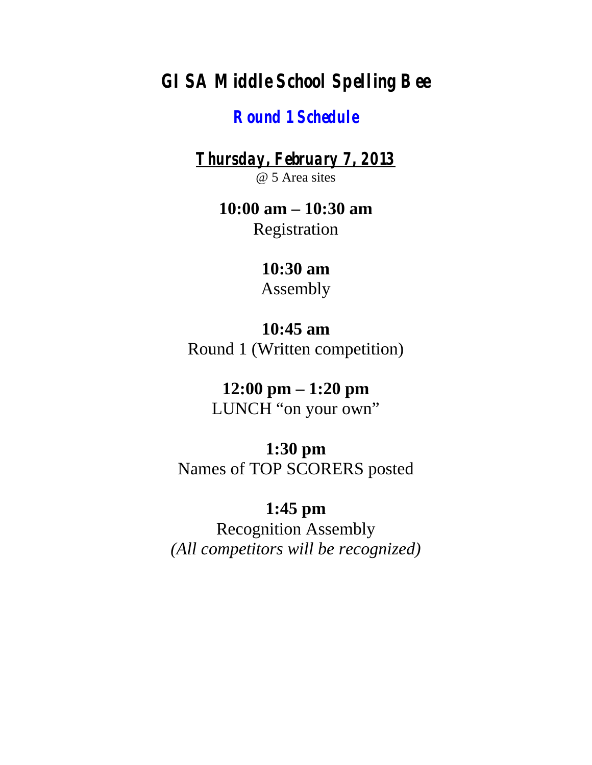# GISA Middle School Spelling Bee

## Round 1 Schedule

**Thursday, February 7, 2013**

@ 5 Area sites

**10:00 am – 10:30 am**

Registration

**10:30 am**

Assembly

**10:45 am**

Round 1 (Written competition)

**12:00 pm – 1:20 pm**

LUNCH "on your own"

**1:30 pm**

Names of TOP SCORERS posted

**1:45 pm**

Recognition Assembly

*(All competitors will be recognized)*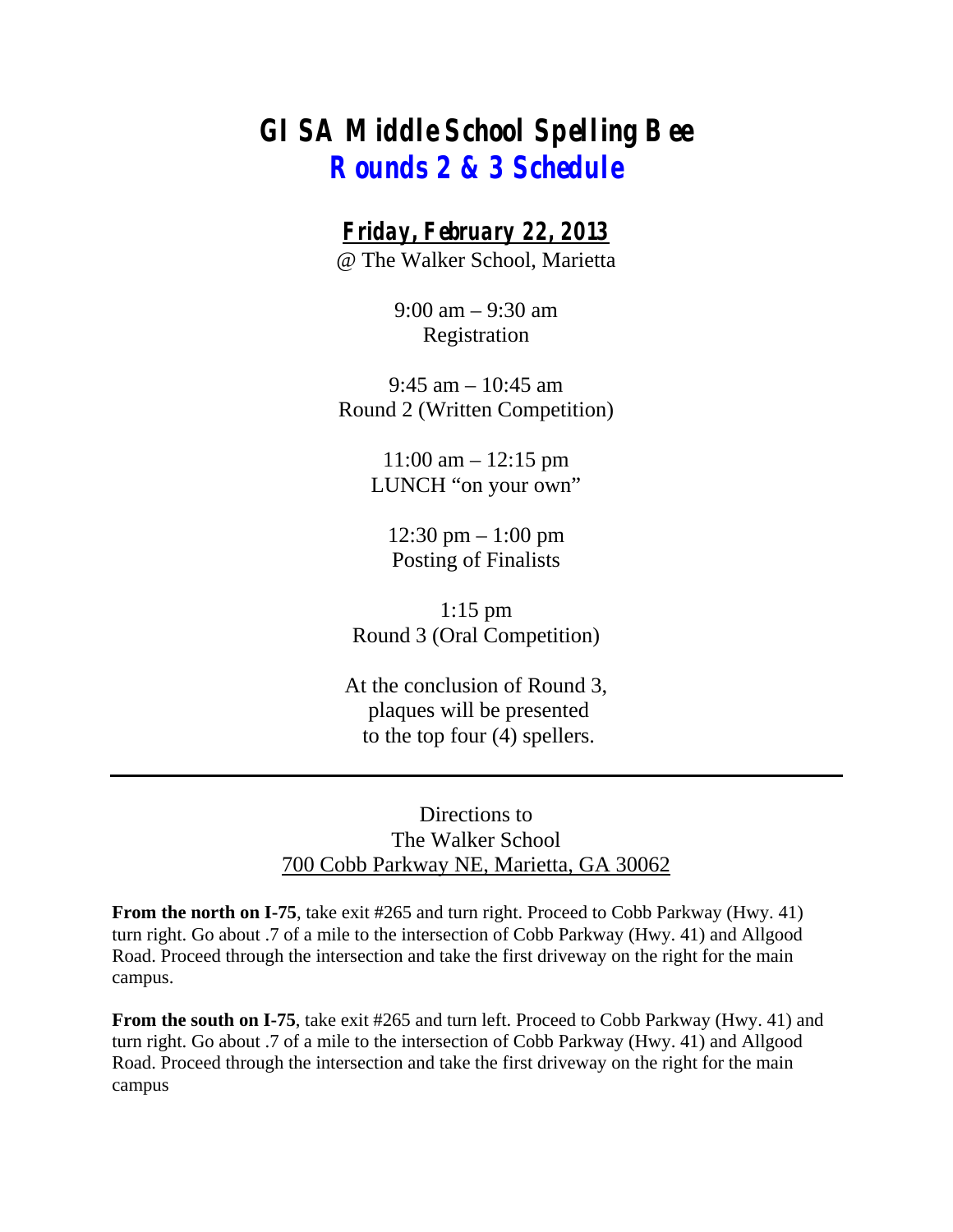# GISA Middle School Spelling Bee

## Rounds 2 & 3 Schedule

### Friday, February 22, 2013

@ The Walker School, Marietta

9:00 am – 9:30 am
Registration

9:45 am – 10:45 am
Round 2 (Written Competition)

11:00 am – 12:15 pm
LUNCH "on your own"

12:30 pm – 1:00 pm
Posting of Finalists

1:15 pm
Round 3 (Oral Competition)

At the conclusion of Round 3, plaques will be presented to the top four (4) spellers.

---

Directions to
The Walker School
700 Cobb Parkway NE, Marietta, GA 30062

**From the north on I-75**, take exit #265 and turn right. Proceed to Cobb Parkway (Hwy. 41) turn right. Go about .7 of a mile to the intersection of Cobb Parkway (Hwy. 41) and Allgood Road. Proceed through the intersection and take the first driveway on the right for the main campus.

**From the south on I-75**, take exit #265 and turn left. Proceed to Cobb Parkway (Hwy. 41) and turn right. Go about .7 of a mile to the intersection of Cobb Parkway (Hwy. 41) and Allgood Road. Proceed through the intersection and take the first driveway on the right for the main campus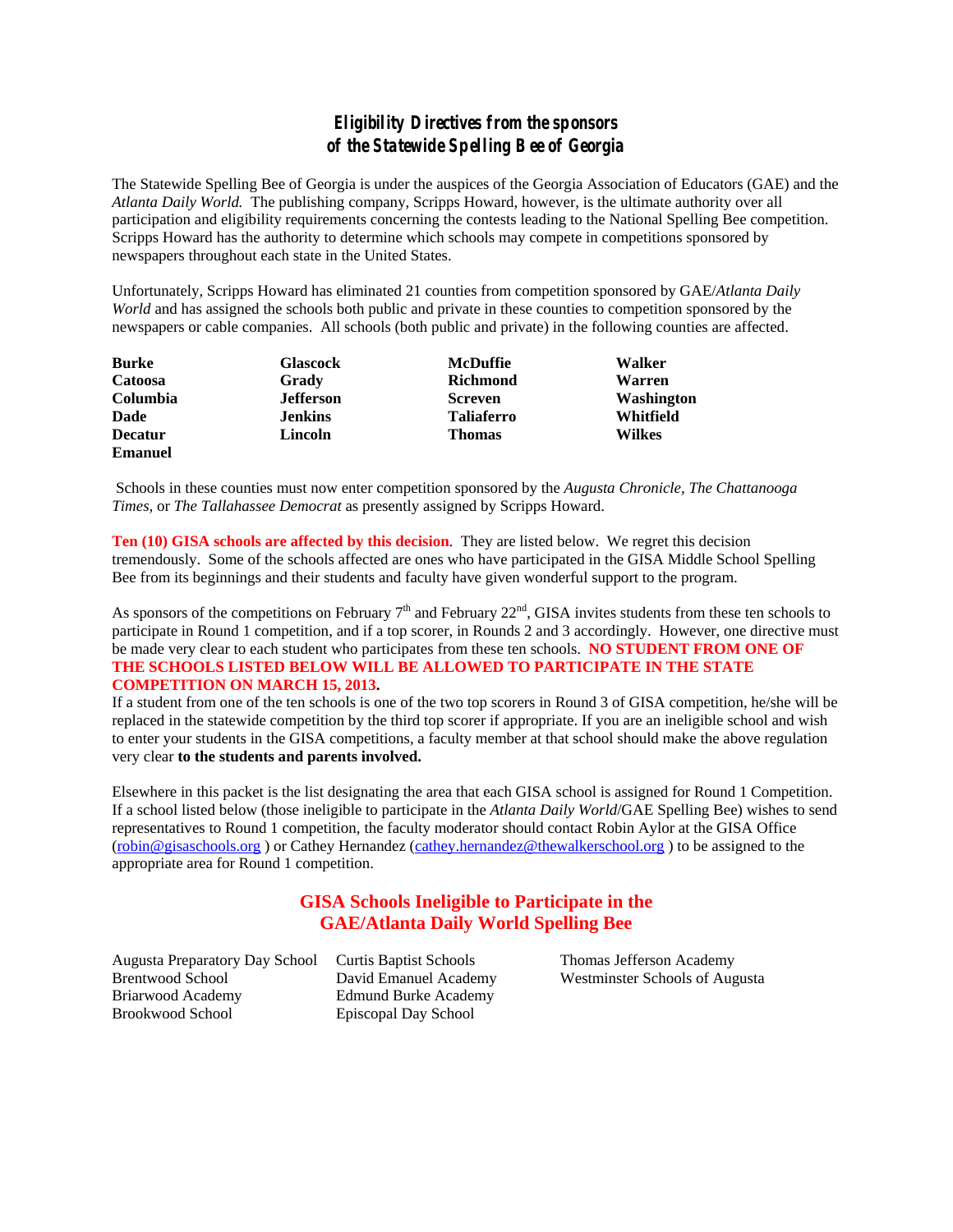# *Eligibility Directives from the sponsors of the Statewide Spelling Bee of Georgia*

The Statewide Spelling Bee of Georgia is under the auspices of the Georgia Association of Educators (GAE) and the *Atlanta Daily World.* The publishing company, Scripps Howard, however, is the ultimate authority over all participation and eligibility requirements concerning the contests leading to the National Spelling Bee competition. Scripps Howard has the authority to determine which schools may compete in competitions sponsored by newspapers throughout each state in the United States.

Unfortunately, Scripps Howard has eliminated 21 counties from competition sponsored by GAE/*Atlanta Daily World* and has assigned the schools both public and private in these counties to competition sponsored by the newspapers or cable companies. All schools (both public and private) in the following counties are affected.

| | | | |
|---|---|---|---|
| **Burke** | **Glascock** | **McDuffie** | **Walker** |
| **Catoosa** | **Grady** | **Richmond** | **Warren** |
| **Columbia** | **Jefferson** | **Screven** | **Washington** |
| **Dade** | **Jenkins** | **Taliaferro** | **Whitfield** |
| **Decatur** | **Lincoln** | **Thomas** | **Wilkes** |
| **Emanuel** | | | |

Schools in these counties must now enter competition sponsored by the *Augusta Chronicle, The Chattanooga Times,* or *The Tallahassee Democrat* as presently assigned by Scripps Howard.

**Ten (10) GISA schools are affected by this decision**. They are listed below. We regret this decision tremendously. Some of the schools affected are ones who have participated in the GISA Middle School Spelling Bee from its beginnings and their students and faculty have given wonderful support to the program.

As sponsors of the competitions on February 7th and February 22nd, GISA invites students from these ten schools to participate in Round 1 competition, and if a top scorer, in Rounds 2 and 3 accordingly. However, one directive must be made very clear to each student who participates from these ten schools. **NO STUDENT FROM ONE OF THE SCHOOLS LISTED BELOW WILL BE ALLOWED TO PARTICIPATE IN THE STATE COMPETITION ON MARCH 15, 2013.**

If a student from one of the ten schools is one of the two top scorers in Round 3 of GISA competition, he/she will be replaced in the statewide competition by the third top scorer if appropriate. If you are an ineligible school and wish to enter your students in the GISA competitions, a faculty member at that school should make the above regulation very clear **to the students and parents involved.**

Elsewhere in this packet is the list designating the area that each GISA school is assigned for Round 1 Competition. If a school listed below (those ineligible to participate in the *Atlanta Daily World*/GAE Spelling Bee) wishes to send representatives to Round 1 competition, the faculty moderator should contact Robin Aylor at the GISA Office (robin@gisaschools.org ) or Cathey Hernandez (cathey.hernandez@thewalkerschool.org ) to be assigned to the appropriate area for Round 1 competition.

## GISA Schools Ineligible to Participate in the GAE/Atlanta Daily World Spelling Bee

- Augusta Preparatory Day School
- Brentwood School
- Briarwood Academy
- Brookwood School
- Curtis Baptist Schools
- David Emanuel Academy
- Edmund Burke Academy
- Episcopal Day School
- Thomas Jefferson Academy
- Westminster Schools of Augusta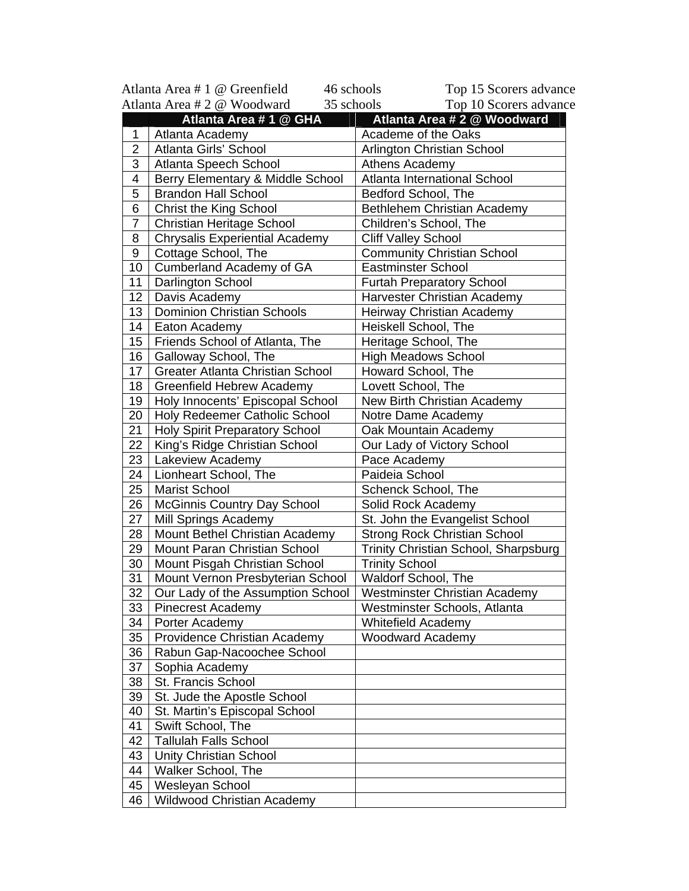Atlanta Area # 1 @ Greenfield 46 schools Top 15 Scorers advance
Atlanta Area # 2 @ Woodward 35 schools Top 10 Scorers advance

| | Atlanta Area # 1 @ GHA | Atlanta Area # 2 @ Woodward |
|---|---|---|
| 1 | Atlanta Academy | Academe of the Oaks |
| 2 | Atlanta Girls' School | Arlington Christian School |
| 3 | Atlanta Speech School | Athens Academy |
| 4 | Berry Elementary & Middle School | Atlanta International School |
| 5 | Brandon Hall School | Bedford School, The |
| 6 | Christ the King School | Bethlehem Christian Academy |
| 7 | Christian Heritage School | Children's School, The |
| 8 | Chrysalis Experiential Academy | Cliff Valley School |
| 9 | Cottage School, The | Community Christian School |
| 10 | Cumberland Academy of GA | Eastminster School |
| 11 | Darlington School | Furtah Preparatory School |
| 12 | Davis Academy | Harvester Christian Academy |
| 13 | Dominion Christian Schools | Heirway Christian Academy |
| 14 | Eaton Academy | Heiskell School, The |
| 15 | Friends School of Atlanta, The | Heritage School, The |
| 16 | Galloway School, The | High Meadows School |
| 17 | Greater Atlanta Christian School | Howard School, The |
| 18 | Greenfield Hebrew Academy | Lovett School, The |
| 19 | Holy Innocents' Episcopal School | New Birth Christian Academy |
| 20 | Holy Redeemer Catholic School | Notre Dame Academy |
| 21 | Holy Spirit Preparatory School | Oak Mountain Academy |
| 22 | King's Ridge Christian School | Our Lady of Victory School |
| 23 | Lakeview Academy | Pace Academy |
| 24 | Lionheart School, The | Paideia School |
| 25 | Marist School | Schenck School, The |
| 26 | McGinnis Country Day School | Solid Rock Academy |
| 27 | Mill Springs Academy | St. John the Evangelist School |
| 28 | Mount Bethel Christian Academy | Strong Rock Christian School |
| 29 | Mount Paran Christian School | Trinity Christian School, Sharpsburg |
| 30 | Mount Pisgah Christian School | Trinity School |
| 31 | Mount Vernon Presbyterian School | Waldorf School, The |
| 32 | Our Lady of the Assumption School | Westminster Christian Academy |
| 33 | Pinecrest Academy | Westminster Schools, Atlanta |
| 34 | Porter Academy | Whitefield Academy |
| 35 | Providence Christian Academy | Woodward Academy |
| 36 | Rabun Gap-Nacoochee School | |
| 37 | Sophia Academy | |
| 38 | St. Francis School | |
| 39 | St. Jude the Apostle School | |
| 40 | St. Martin's Episcopal School | |
| 41 | Swift School, The | |
| 42 | Tallulah Falls School | |
| 43 | Unity Christian School | |
| 44 | Walker School, The | |
| 45 | Wesleyan School | |
| 46 | Wildwood Christian Academy | |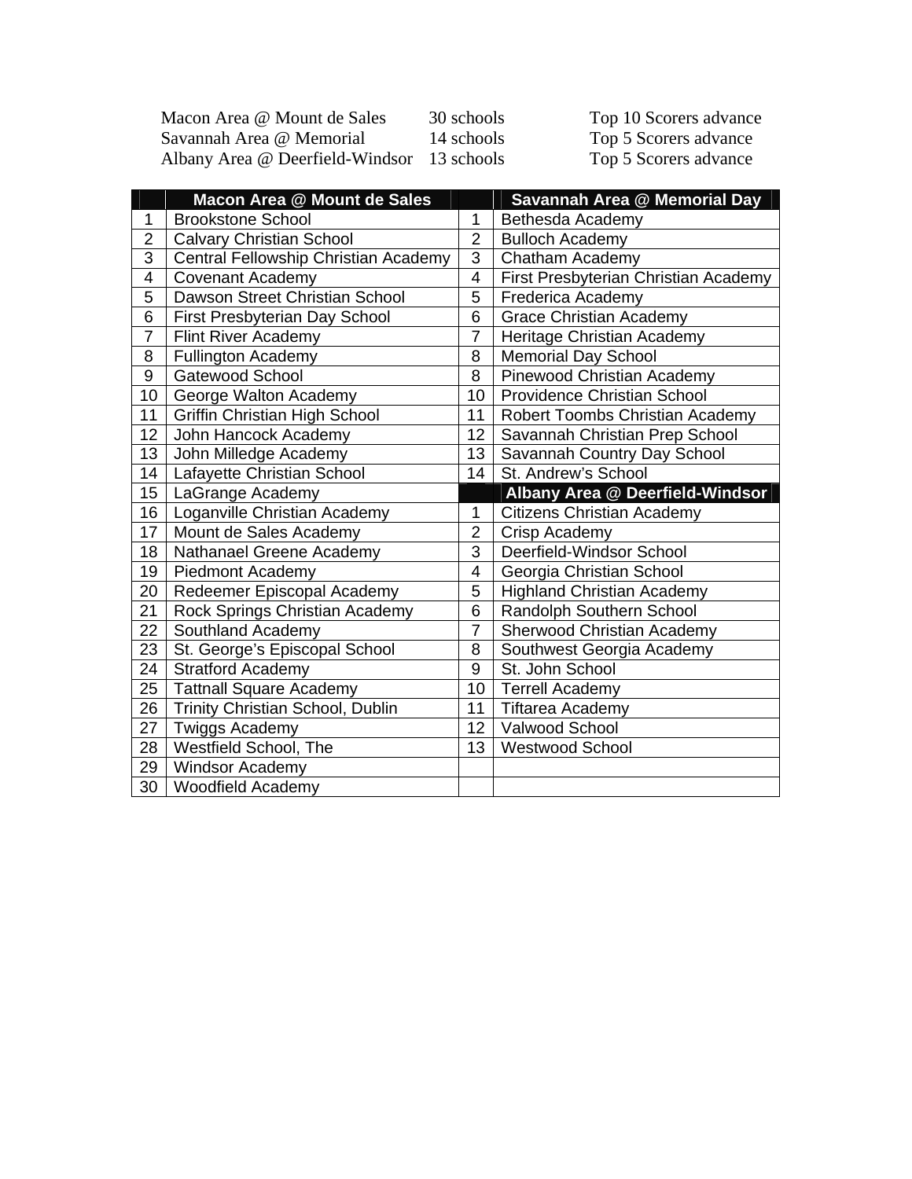| | | |
|---|---|---|
| Macon Area @ Mount de Sales | 30 schools | Top 10 Scorers advance |
| Savannah Area @ Memorial | 14 schools | Top 5 Scorers advance |
| Albany Area @ Deerfield-Windsor | 13 schools | Top 5 Scorers advance |

| | Macon Area @ Mount de Sales | | Savannah Area @ Memorial Day |
|---|---|---|---|
| 1 | Brookstone School | 1 | Bethesda Academy |
| 2 | Calvary Christian School | 2 | Bulloch Academy |
| 3 | Central Fellowship Christian Academy | 3 | Chatham Academy |
| 4 | Covenant Academy | 4 | First Presbyterian Christian Academy |
| 5 | Dawson Street Christian School | 5 | Frederica Academy |
| 6 | First Presbyterian Day School | 6 | Grace Christian Academy |
| 7 | Flint River Academy | 7 | Heritage Christian Academy |
| 8 | Fullington Academy | 8 | Memorial Day School |
| 9 | Gatewood School | 8 | Pinewood Christian Academy |
| 10 | George Walton Academy | 10 | Providence Christian School |
| 11 | Griffin Christian High School | 11 | Robert Toombs Christian Academy |
| 12 | John Hancock Academy | 12 | Savannah Christian Prep School |
| 13 | John Milledge Academy | 13 | Savannah Country Day School |
| 14 | Lafayette Christian School | 14 | St. Andrew's School |
| 15 | LaGrange Academy | | **Albany Area @ Deerfield-Windsor** |
| 16 | Loganville Christian Academy | 1 | Citizens Christian Academy |
| 17 | Mount de Sales Academy | 2 | Crisp Academy |
| 18 | Nathanael Greene Academy | 3 | Deerfield-Windsor School |
| 19 | Piedmont Academy | 4 | Georgia Christian School |
| 20 | Redeemer Episcopal Academy | 5 | Highland Christian Academy |
| 21 | Rock Springs Christian Academy | 6 | Randolph Southern School |
| 22 | Southland Academy | 7 | Sherwood Christian Academy |
| 23 | St. George's Episcopal School | 8 | Southwest Georgia Academy |
| 24 | Stratford Academy | 9 | St. John School |
| 25 | Tattnall Square Academy | 10 | Terrell Academy |
| 26 | Trinity Christian School, Dublin | 11 | Tiftarea Academy |
| 27 | Twiggs Academy | 12 | Valwood School |
| 28 | Westfield School, The | 13 | Westwood School |
| 29 | Windsor Academy | | |
| 30 | Woodfield Academy | | |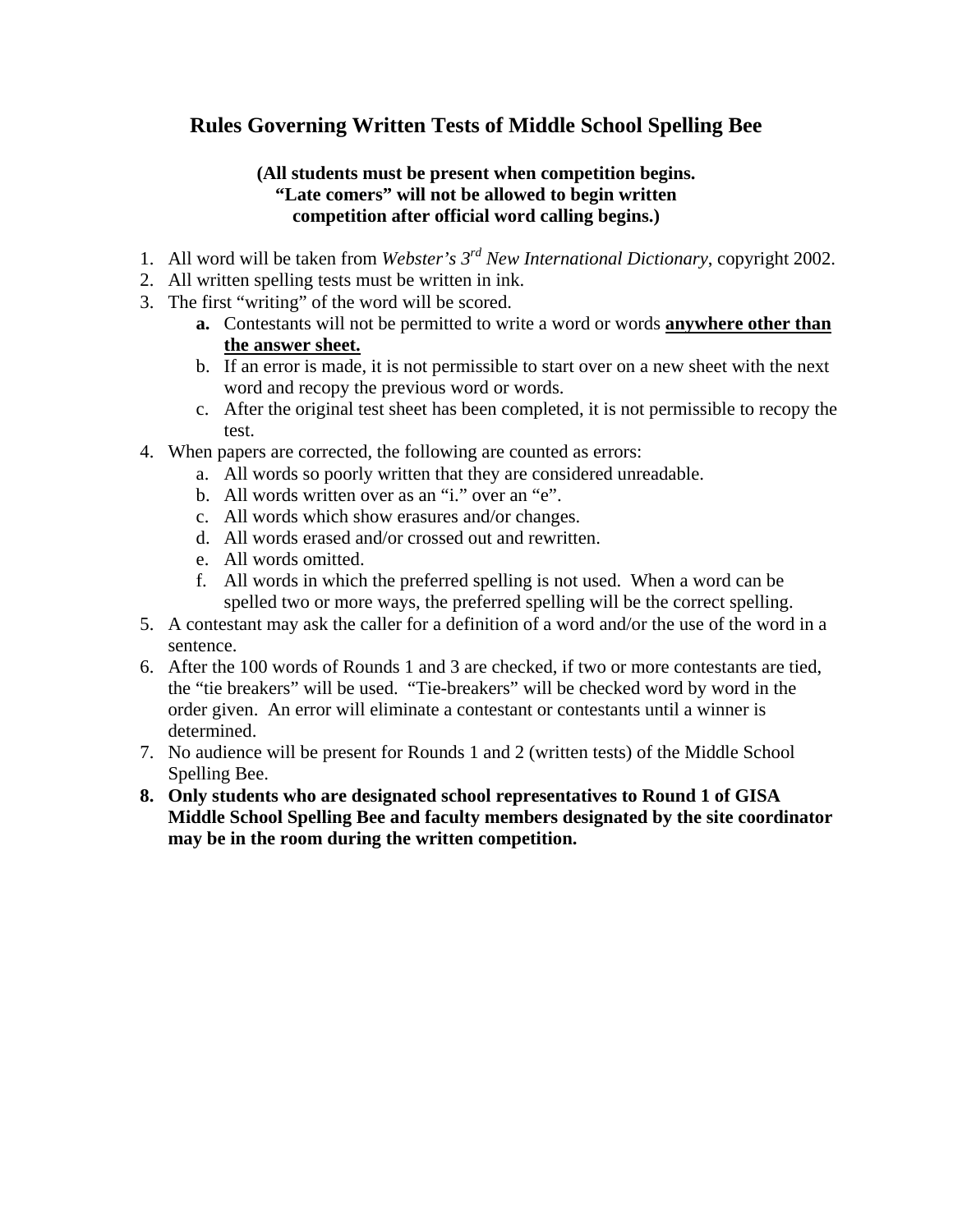## Rules Governing Written Tests of Middle School Spelling Bee

**(All students must be present when competition begins.
"Late comers" will not be allowed to begin written
competition after official word calling begins.)**

1. All word will be taken from *Webster's 3rd New International Dictionary*, copyright 2002.
2. All written spelling tests must be written in ink.
3. The first "writing" of the word will be scored.
    - **a.** Contestants will not be permitted to write a word or words **<u>anywhere other than the answer sheet.</u>**
    - b. If an error is made, it is not permissible to start over on a new sheet with the next word and recopy the previous word or words.
    - c. After the original test sheet has been completed, it is not permissible to recopy the test.
4. When papers are corrected, the following are counted as errors:
    - a. All words so poorly written that they are considered unreadable.
    - b. All words written over as an "i." over an "e".
    - c. All words which show erasures and/or changes.
    - d. All words erased and/or crossed out and rewritten.
    - e. All words omitted.
    - f. All words in which the preferred spelling is not used. When a word can be spelled two or more ways, the preferred spelling will be the correct spelling.
5. A contestant may ask the caller for a definition of a word and/or the use of the word in a sentence.
6. After the 100 words of Rounds 1 and 3 are checked, if two or more contestants are tied, the "tie breakers" will be used. "Tie-breakers" will be checked word by word in the order given. An error will eliminate a contestant or contestants until a winner is determined.
7. No audience will be present for Rounds 1 and 2 (written tests) of the Middle School Spelling Bee.
8. **Only students who are designated school representatives to Round 1 of GISA Middle School Spelling Bee and faculty members designated by the site coordinator may be in the room during the written competition.**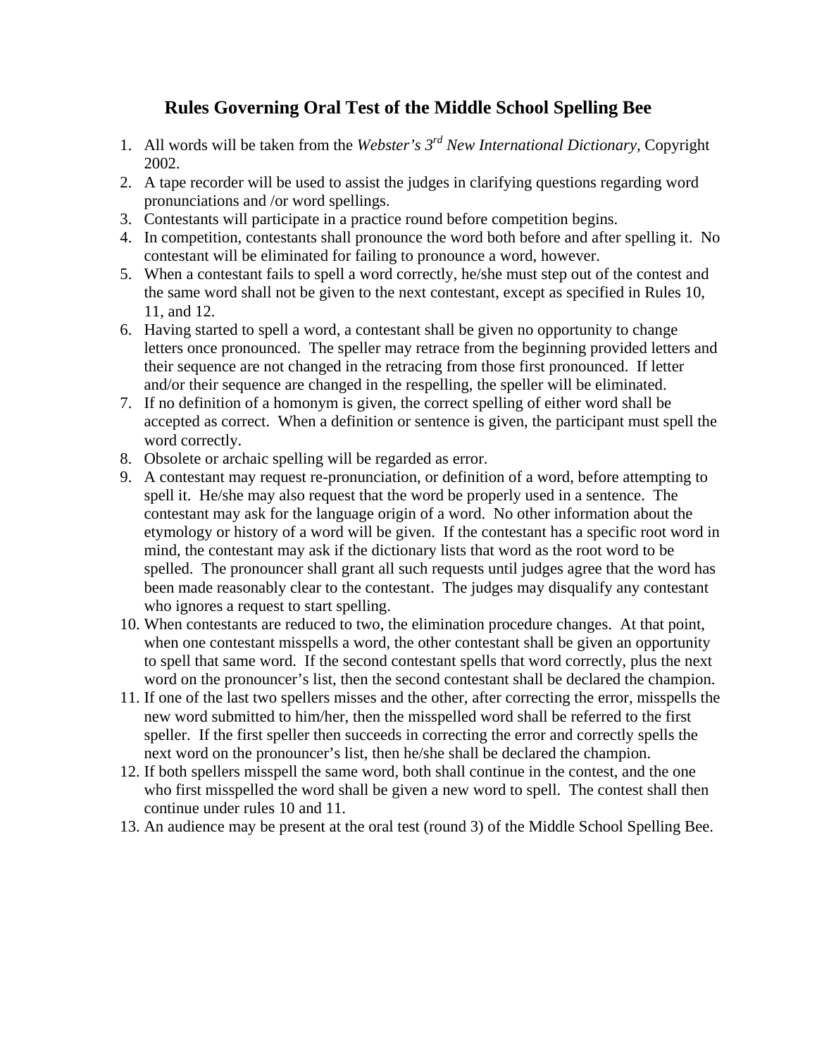## Rules Governing Oral Test of the Middle School Spelling Bee

1. All words will be taken from the *Webster's 3rd New International Dictionary,* Copyright 2002.
2. A tape recorder will be used to assist the judges in clarifying questions regarding word pronunciations and /or word spellings.
3. Contestants will participate in a practice round before competition begins.
4. In competition, contestants shall pronounce the word both before and after spelling it. No contestant will be eliminated for failing to pronounce a word, however.
5. When a contestant fails to spell a word correctly, he/she must step out of the contest and the same word shall not be given to the next contestant, except as specified in Rules 10, 11, and 12.
6. Having started to spell a word, a contestant shall be given no opportunity to change letters once pronounced. The speller may retrace from the beginning provided letters and their sequence are not changed in the retracing from those first pronounced. If letter and/or their sequence are changed in the respelling, the speller will be eliminated.
7. If no definition of a homonym is given, the correct spelling of either word shall be accepted as correct. When a definition or sentence is given, the participant must spell the word correctly.
8. Obsolete or archaic spelling will be regarded as error.
9. A contestant may request re-pronunciation, or definition of a word, before attempting to spell it. He/she may also request that the word be properly used in a sentence. The contestant may ask for the language origin of a word. No other information about the etymology or history of a word will be given. If the contestant has a specific root word in mind, the contestant may ask if the dictionary lists that word as the root word to be spelled. The pronouncer shall grant all such requests until judges agree that the word has been made reasonably clear to the contestant. The judges may disqualify any contestant who ignores a request to start spelling.
10. When contestants are reduced to two, the elimination procedure changes. At that point, when one contestant misspells a word, the other contestant shall be given an opportunity to spell that same word. If the second contestant spells that word correctly, plus the next word on the pronouncer's list, then the second contestant shall be declared the champion.
11. If one of the last two spellers misses and the other, after correcting the error, misspells the new word submitted to him/her, then the misspelled word shall be referred to the first speller. If the first speller then succeeds in correcting the error and correctly spells the next word on the pronouncer's list, then he/she shall be declared the champion.
12. If both spellers misspell the same word, both shall continue in the contest, and the one who first misspelled the word shall be given a new word to spell. The contest shall then continue under rules 10 and 11.
13. An audience may be present at the oral test (round 3) of the Middle School Spelling Bee.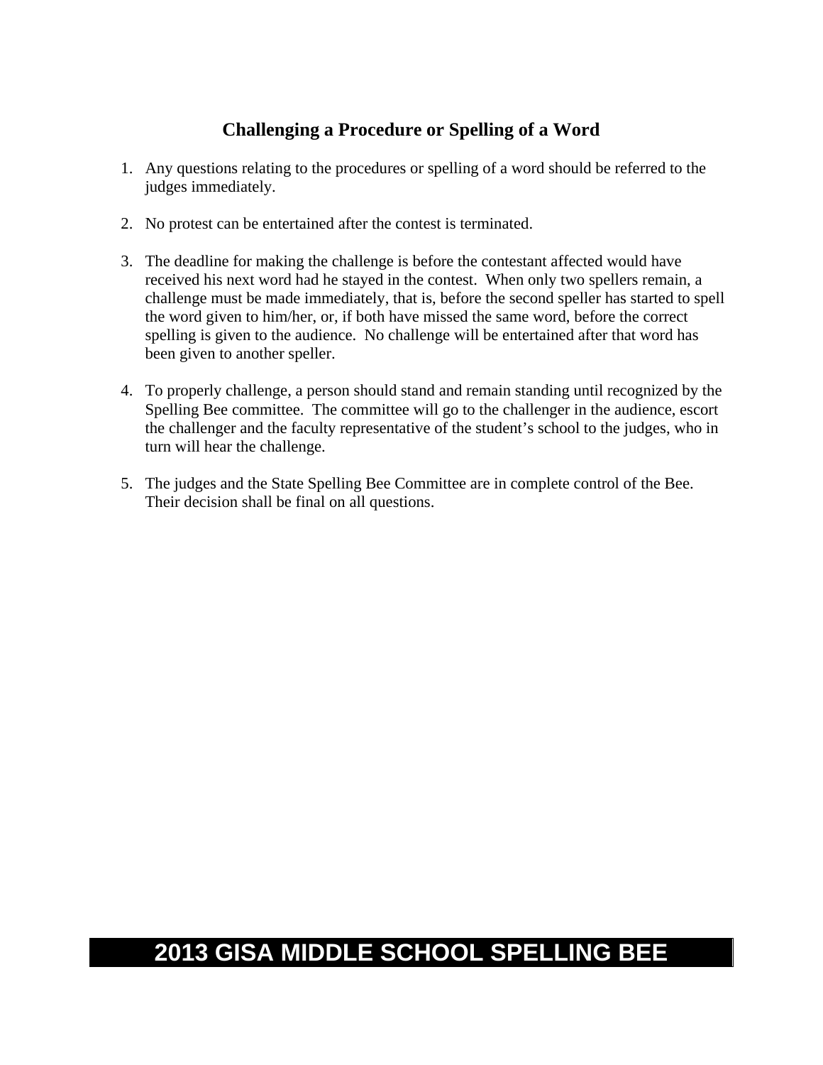## Challenging a Procedure or Spelling of a Word

1. Any questions relating to the procedures or spelling of a word should be referred to the judges immediately.

2. No protest can be entertained after the contest is terminated.

3. The deadline for making the challenge is before the contestant affected would have received his next word had he stayed in the contest. When only two spellers remain, a challenge must be made immediately, that is, before the second speller has started to spell the word given to him/her, or, if both have missed the same word, before the correct spelling is given to the audience. No challenge will be entertained after that word has been given to another speller.

4. To properly challenge, a person should stand and remain standing until recognized by the Spelling Bee committee. The committee will go to the challenger in the audience, escort the challenger and the faculty representative of the student's school to the judges, who in turn will hear the challenge.

5. The judges and the State Spelling Bee Committee are in complete control of the Bee. Their decision shall be final on all questions.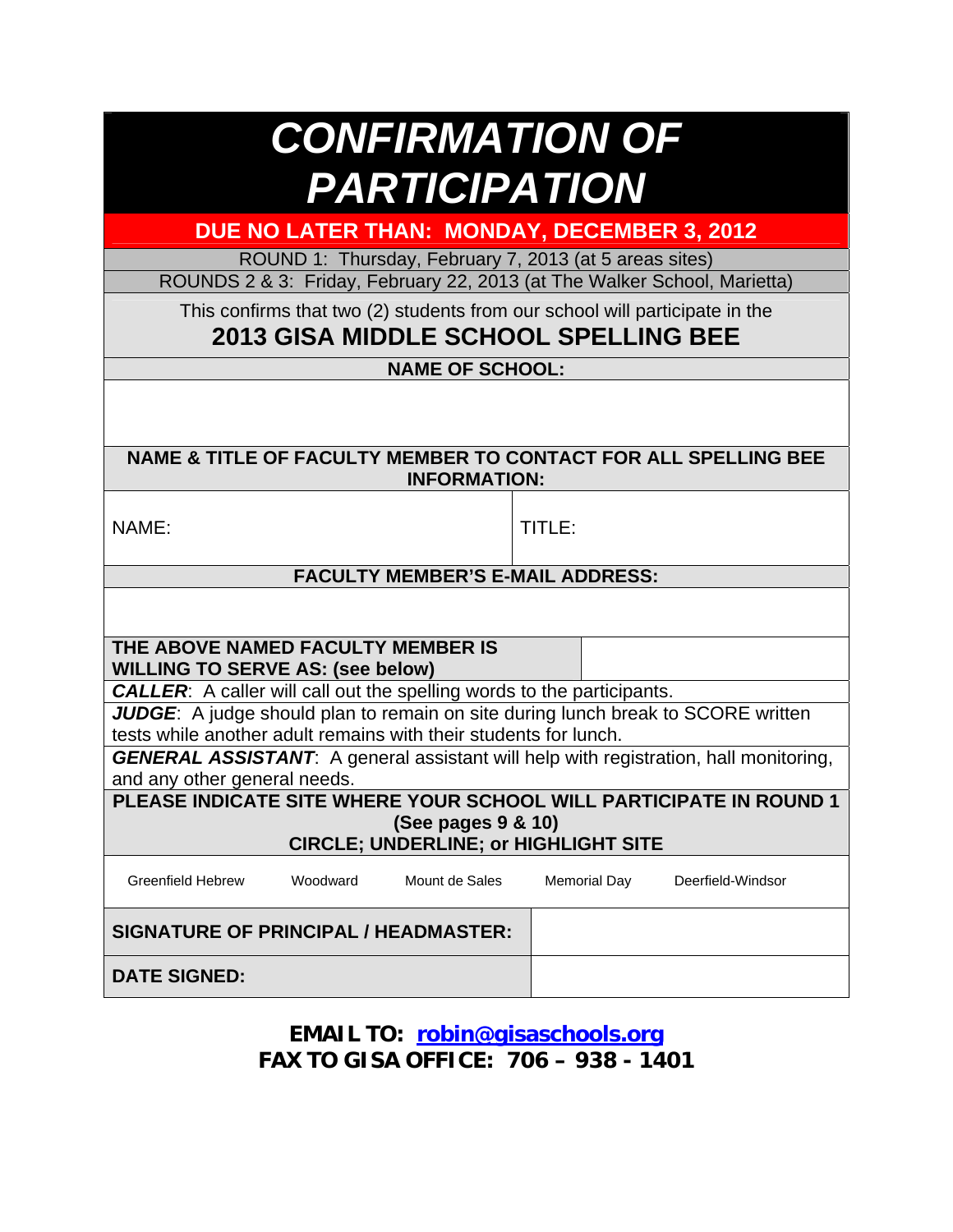# *CONFIRMATION OF PARTICIPATION*

**DUE NO LATER THAN: MONDAY, DECEMBER 3, 2012**

ROUND 1: Thursday, February 7, 2013 (at 5 areas sites)

ROUNDS 2 & 3: Friday, February 22, 2013 (at The Walker School, Marietta)

This confirms that two (2) students from our school will participate in the

## 2013 GISA MIDDLE SCHOOL SPELLING BEE

**NAME OF SCHOOL:**

**NAME & TITLE OF FACULTY MEMBER TO CONTACT FOR ALL SPELLING BEE INFORMATION:**

| NAME: | TITLE: |
|---|---|

**FACULTY MEMBER'S E-MAIL ADDRESS:**

**THE ABOVE NAMED FACULTY MEMBER IS WILLING TO SERVE AS: (see below)**

***CALLER***: A caller will call out the spelling words to the participants.

***JUDGE***: A judge should plan to remain on site during lunch break to SCORE written tests while another adult remains with their students for lunch.

***GENERAL ASSISTANT***: A general assistant will help with registration, hall monitoring, and any other general needs.

**PLEASE INDICATE SITE WHERE YOUR SCHOOL WILL PARTICIPATE IN ROUND 1 (See pages 9 & 10)**
**CIRCLE; UNDERLINE; or HIGHLIGHT SITE**

| Greenfield Hebrew | Woodward | Mount de Sales | Memorial Day | Deerfield-Windsor |
|---|---|---|---|---|

| **SIGNATURE OF PRINCIPAL / HEADMASTER:** | |
|---|---|
| **DATE SIGNED:** | |

**EMAIL TO: robin@gisaschools.org**

**FAX TO GISA OFFICE: 706 – 938 - 1401**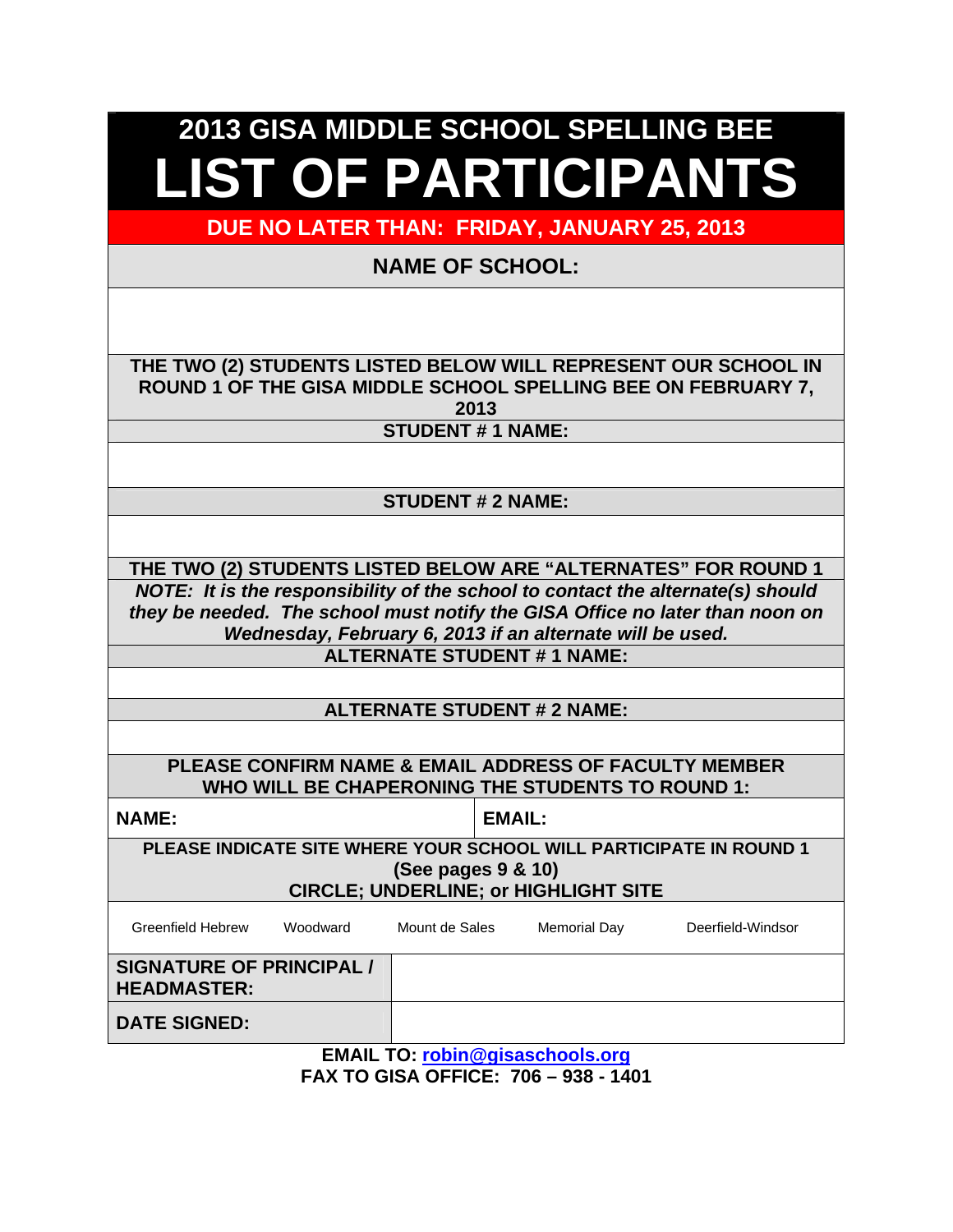# 2013 GISA MIDDLE SCHOOL SPELLING BEE

# LIST OF PARTICIPANTS

**DUE NO LATER THAN: FRIDAY, JANUARY 25, 2013**

**NAME OF SCHOOL:**

**THE TWO (2) STUDENTS LISTED BELOW WILL REPRESENT OUR SCHOOL IN ROUND 1 OF THE GISA MIDDLE SCHOOL SPELLING BEE ON FEBRUARY 7, 2013**

**STUDENT # 1 NAME:**

**STUDENT # 2 NAME:**

**THE TWO (2) STUDENTS LISTED BELOW ARE "ALTERNATES" FOR ROUND 1**

***NOTE: It is the responsibility of the school to contact the alternate(s) should they be needed. The school must notify the GISA Office no later than noon on Wednesday, February 6, 2013 if an alternate will be used.***

**ALTERNATE STUDENT # 1 NAME:**

**ALTERNATE STUDENT # 2 NAME:**

**PLEASE CONFIRM NAME & EMAIL ADDRESS OF FACULTY MEMBER WHO WILL BE CHAPERONING THE STUDENTS TO ROUND 1:**

| | |
|---|---|
| **NAME:** | **EMAIL:** |

**PLEASE INDICATE SITE WHERE YOUR SCHOOL WILL PARTICIPATE IN ROUND 1 (See pages 9 & 10)**
**CIRCLE; UNDERLINE; or HIGHLIGHT SITE**

Greenfield Hebrew  Woodward  Mount de Sales  Memorial Day  Deerfield-Windsor

| | |
|---|---|
| **SIGNATURE OF PRINCIPAL / HEADMASTER:** | |
| **DATE SIGNED:** | |

**EMAIL TO: robin@gisaschools.org**
**FAX TO GISA OFFICE: 706 – 938 - 1401**